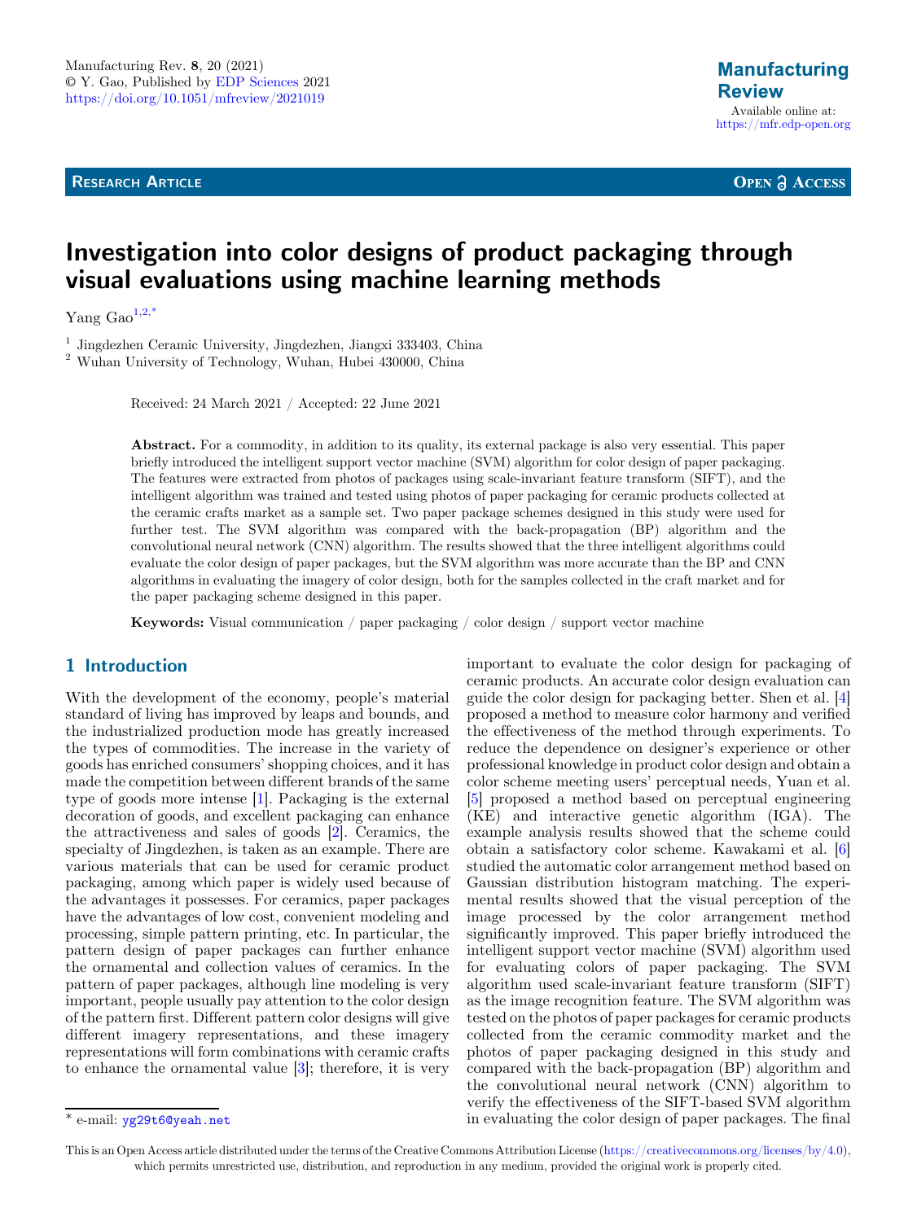Manufacturing Rev. **8**, 20 (2021)
© Y. Gao, Published by EDP Sciences 2021
https://doi.org/10.1051/mfreview/2021019

**Manufacturing Review**
Available online at:
https://mfr.edp-open.org

**RESEARCH ARTICLE** **OPEN ACCESS**

# Investigation into color designs of product packaging through visual evaluations using machine learning methods

Yang Gao[1,2,*]

[1] Jingdezhen Ceramic University, Jingdezhen, Jiangxi 333403, China
[2] Wuhan University of Technology, Wuhan, Hubei 430000, China

Received: 24 March 2021 / Accepted: 22 June 2021

**Abstract.** For a commodity, in addition to its quality, its external package is also very essential. This paper briefly introduced the intelligent support vector machine (SVM) algorithm for color design of paper packaging. The features were extracted from photos of packages using scale-invariant feature transform (SIFT), and the intelligent algorithm was trained and tested using photos of paper packaging for ceramic products collected at the ceramic crafts market as a sample set. Two paper package schemes designed in this study were used for further test. The SVM algorithm was compared with the back-propagation (BP) algorithm and the convolutional neural network (CNN) algorithm. The results showed that the three intelligent algorithms could evaluate the color design of paper packages, but the SVM algorithm was more accurate than the BP and CNN algorithms in evaluating the imagery of color design, both for the samples collected in the craft market and for the paper packaging scheme designed in this paper.

**Keywords:** Visual communication / paper packaging / color design / support vector machine

## 1 Introduction

With the development of the economy, people's material standard of living has improved by leaps and bounds, and the industrialized production mode has greatly increased the types of commodities. The increase in the variety of goods has enriched consumers' shopping choices, and it has made the competition between different brands of the same type of goods more intense [1]. Packaging is the external decoration of goods, and excellent packaging can enhance the attractiveness and sales of goods [2]. Ceramics, the specialty of Jingdezhen, is taken as an example. There are various materials that can be used for ceramic product packaging, among which paper is widely used because of the advantages it possesses. For ceramics, paper packages have the advantages of low cost, convenient modeling and processing, simple pattern printing, etc. In particular, the pattern design of paper packages can further enhance the ornamental and collection values of ceramics. In the pattern of paper packages, although line modeling is very important, people usually pay attention to the color design of the pattern first. Different pattern color designs will give different imagery representations, and these imagery representations will form combinations with ceramic crafts to enhance the ornamental value [3]; therefore, it is very important to evaluate the color design for packaging of ceramic products. An accurate color design evaluation can guide the color design for packaging better. Shen et al. [4] proposed a method to measure color harmony and verified the effectiveness of the method through experiments. To reduce the dependence on designer's experience or other professional knowledge in product color design and obtain a color scheme meeting users' perceptual needs, Yuan et al. [5] proposed a method based on perceptual engineering (KE) and interactive genetic algorithm (IGA). The example analysis results showed that the scheme could obtain a satisfactory color scheme. Kawakami et al. [6] studied the automatic color arrangement method based on Gaussian distribution histogram matching. The experimental results showed that the visual perception of the image processed by the color arrangement method significantly improved. This paper briefly introduced the intelligent support vector machine (SVM) algorithm used for evaluating colors of paper packaging. The SVM algorithm used scale-invariant feature transform (SIFT) as the image recognition feature. The SVM algorithm was tested on the photos of paper packages for ceramic products collected from the ceramic commodity market and the photos of paper packaging designed in this study and compared with the back-propagation (BP) algorithm and the convolutional neural network (CNN) algorithm to verify the effectiveness of the SIFT-based SVM algorithm in evaluating the color design of paper packages. The final

* e-mail: yg29t6@yeah.net

This is an Open Access article distributed under the terms of the Creative Commons Attribution License (https://creativecommons.org/licenses/by/4.0), which permits unrestricted use, distribution, and reproduction in any medium, provided the original work is properly cited.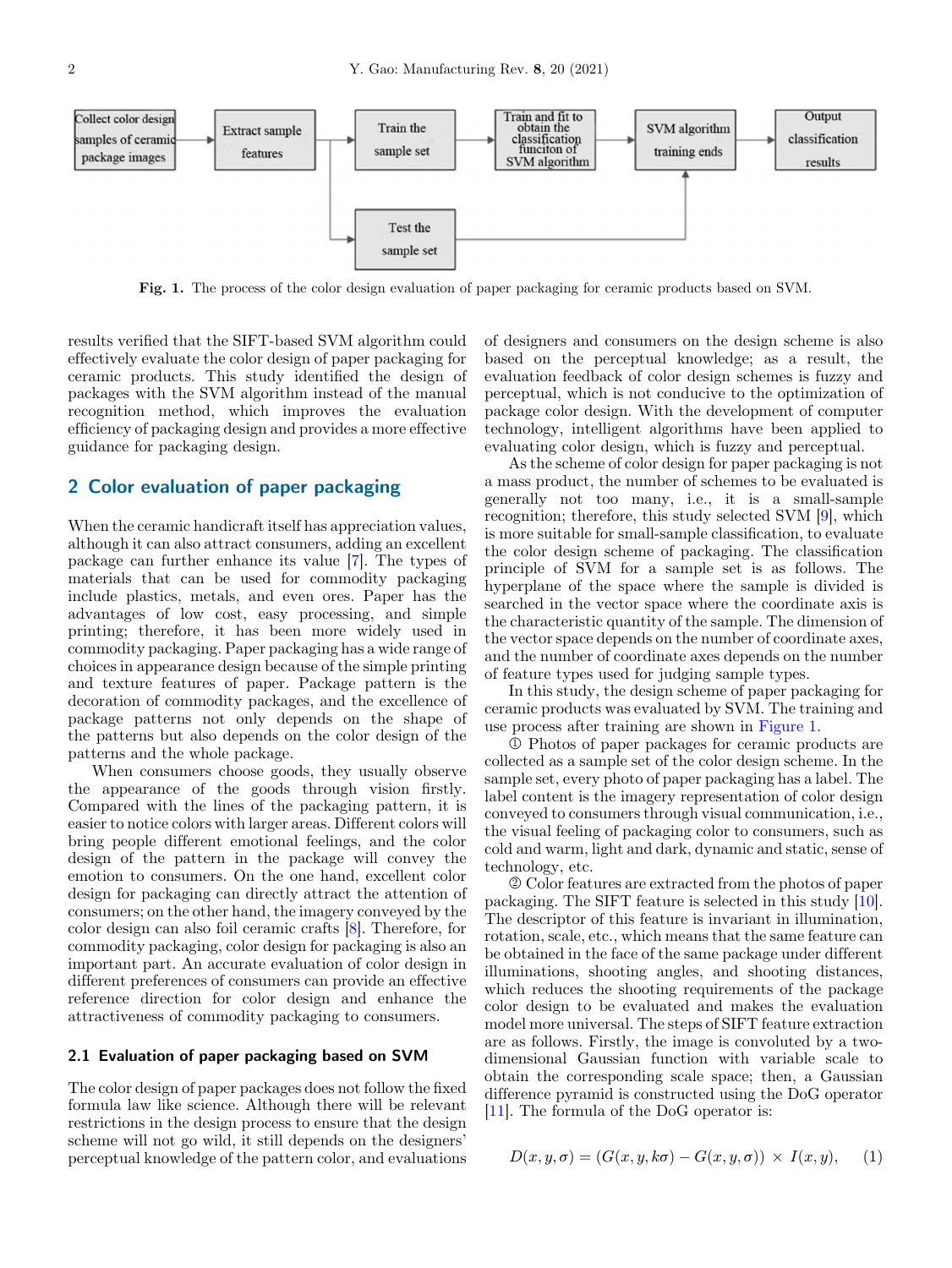Fig. 1. The process of the color design evaluation of paper packaging for ceramic products based on SVM.

results verified that the SIFT-based SVM algorithm could effectively evaluate the color design of paper packaging for ceramic products. This study identified the design of packages with the SVM algorithm instead of the manual recognition method, which improves the evaluation efficiency of packaging design and provides a more effective guidance for packaging design.

## 2 Color evaluation of paper packaging

When the ceramic handicraft itself has appreciation values, although it can also attract consumers, adding an excellent package can further enhance its value [7]. The types of materials that can be used for commodity packaging include plastics, metals, and even ores. Paper has the advantages of low cost, easy processing, and simple printing; therefore, it has been more widely used in commodity packaging. Paper packaging has a wide range of choices in appearance design because of the simple printing and texture features of paper. Package pattern is the decoration of commodity packages, and the excellence of package patterns not only depends on the shape of the patterns but also depends on the color design of the patterns and the whole package.

When consumers choose goods, they usually observe the appearance of the goods through vision firstly. Compared with the lines of the packaging pattern, it is easier to notice colors with larger areas. Different colors will bring people different emotional feelings, and the color design of the pattern in the package will convey the emotion to consumers. On the one hand, excellent color design for packaging can directly attract the attention of consumers; on the other hand, the imagery conveyed by the color design can also foil ceramic crafts [8]. Therefore, for commodity packaging, color design for packaging is also an important part. An accurate evaluation of color design in different preferences of consumers can provide an effective reference direction for color design and enhance the attractiveness of commodity packaging to consumers.

### 2.1 Evaluation of paper packaging based on SVM

The color design of paper packages does not follow the fixed formula law like science. Although there will be relevant restrictions in the design process to ensure that the design scheme will not go wild, it still depends on the designers' perceptual knowledge of the pattern color, and evaluations of designers and consumers on the design scheme is also based on the perceptual knowledge; as a result, the evaluation feedback of color design schemes is fuzzy and perceptual, which is not conducive to the optimization of package color design. With the development of computer technology, intelligent algorithms have been applied to evaluating color design, which is fuzzy and perceptual.

As the scheme of color design for paper packaging is not a mass product, the number of schemes to be evaluated is generally not too many, i.e., it is a small-sample recognition; therefore, this study selected SVM [9], which is more suitable for small-sample classification, to evaluate the color design scheme of packaging. The classification principle of SVM for a sample set is as follows. The hyperplane of the space where the sample is divided is searched in the vector space where the coordinate axis is the characteristic quantity of the sample. The dimension of the vector space depends on the number of coordinate axes, and the number of coordinate axes depends on the number of feature types used for judging sample types.

In this study, the design scheme of paper packaging for ceramic products was evaluated by SVM. The training and use process after training are shown in Figure 1.

① Photos of paper packages for ceramic products are collected as a sample set of the color design scheme. In the sample set, every photo of paper packaging has a label. The label content is the imagery representation of color design conveyed to consumers through visual communication, i.e., the visual feeling of packaging color to consumers, such as cold and warm, light and dark, dynamic and static, sense of technology, etc.

② Color features are extracted from the photos of paper packaging. The SIFT feature is selected in this study [10]. The descriptor of this feature is invariant in illumination, rotation, scale, etc., which means that the same feature can be obtained in the face of the same package under different illuminations, shooting angles, and shooting distances, which reduces the shooting requirements of the package color design to be evaluated and makes the evaluation model more universal. The steps of SIFT feature extraction are as follows. Firstly, the image is convoluted by a two-dimensional Gaussian function with variable scale to obtain the corresponding scale space; then, a Gaussian difference pyramid is constructed using the DoG operator [11]. The formula of the DoG operator is:

$$D(x, y, \sigma) = (G(x, y, k\sigma) - G(x, y, \sigma)) \times I(x, y), \quad (1)$$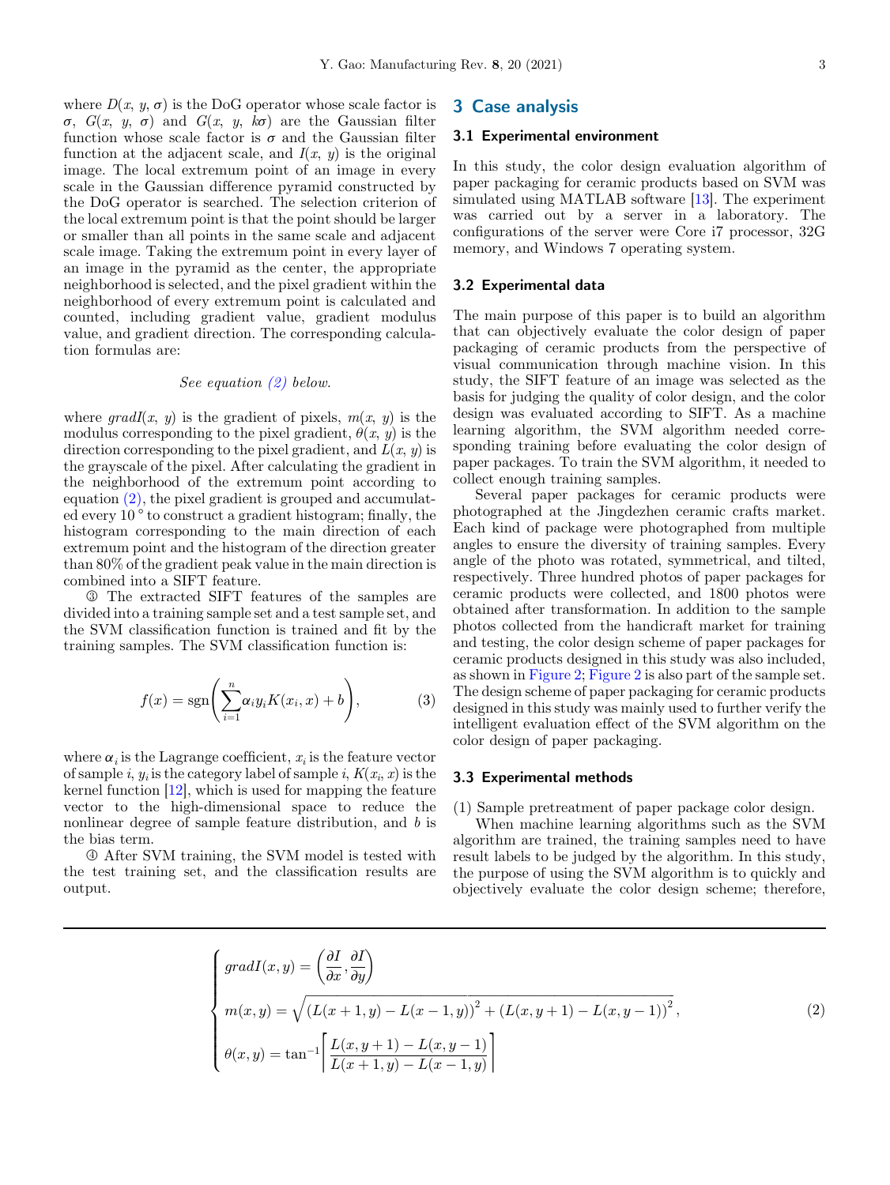where $D(x, y, \sigma)$ is the DoG operator whose scale factor is $\sigma$, $G(x, y, \sigma)$ and $G(x, y, k\sigma)$ are the Gaussian filter function whose scale factor is $\sigma$ and the Gaussian filter function at the adjacent scale, and $I(x, y)$ is the original image. The local extremum point of an image in every scale in the Gaussian difference pyramid constructed by the DoG operator is searched. The selection criterion of the local extremum point is that the point should be larger or smaller than all points in the same scale and adjacent scale image. Taking the extremum point in every layer of an image in the pyramid as the center, the appropriate neighborhood is selected, and the pixel gradient within the neighborhood of every extremum point is calculated and counted, including gradient value, gradient modulus value, and gradient direction. The corresponding calculation formulas are:

*See equation (2) below.*

where $gradI(x, y)$ is the gradient of pixels, $m(x, y)$ is the modulus corresponding to the pixel gradient, $\theta(x, y)$ is the direction corresponding to the pixel gradient, and $L(x, y)$ is the grayscale of the pixel. After calculating the gradient in the neighborhood of the extremum point according to equation (2), the pixel gradient is grouped and accumulated every 10° to construct a gradient histogram; finally, the histogram corresponding to the main direction of each extremum point and the histogram of the direction greater than 80% of the gradient peak value in the main direction is combined into a SIFT feature.

③ The extracted SIFT features of the samples are divided into a training sample set and a test sample set, and the SVM classification function is trained and fit by the training samples. The SVM classification function is:

$$f(x) = \operatorname{sgn}\left(\sum_{i=1}^{n} \alpha_i y_i K(x_i, x) + b\right), \tag{3}$$

where $\alpha_i$ is the Lagrange coefficient, $x_i$ is the feature vector of sample $i$, $y_i$ is the category label of sample $i$, $K(x_i, x)$ is the kernel function [12], which is used for mapping the feature vector to the high-dimensional space to reduce the nonlinear degree of sample feature distribution, and $b$ is the bias term.

④ After SVM training, the SVM model is tested with the test training set, and the classification results are output.

$$\begin{cases} gradI(x,y) = \left(\dfrac{\partial I}{\partial x}, \dfrac{\partial I}{\partial y}\right) \\ m(x,y) = \sqrt{\left(L(x+1,y) - L(x-1,y)\right)^2 + \left(L(x,y+1) - L(x,y-1)\right)^2}, \\ \theta(x,y) = \tan^{-1}\left[\dfrac{L(x,y+1) - L(x,y-1)}{L(x+1,y) - L(x-1,y)}\right] \end{cases} \tag{2}$$

## 3 Case analysis

### 3.1 Experimental environment

In this study, the color design evaluation algorithm of paper packaging for ceramic products based on SVM was simulated using MATLAB software [13]. The experiment was carried out by a server in a laboratory. The configurations of the server were Core i7 processor, 32G memory, and Windows 7 operating system.

### 3.2 Experimental data

The main purpose of this paper is to build an algorithm that can objectively evaluate the color design of paper packaging of ceramic products from the perspective of visual communication through machine vision. In this study, the SIFT feature of an image was selected as the basis for judging the quality of color design, and the color design was evaluated according to SIFT. As a machine learning algorithm, the SVM algorithm needed corresponding training before evaluating the color design of paper packages. To train the SVM algorithm, it needed to collect enough training samples.

Several paper packages for ceramic products were photographed at the Jingdezhen ceramic crafts market. Each kind of package were photographed from multiple angles to ensure the diversity of training samples. Every angle of the photo was rotated, symmetrical, and tilted, respectively. Three hundred photos of paper packages for ceramic products were collected, and 1800 photos were obtained after transformation. In addition to the sample photos collected from the handicraft market for training and testing, the color design scheme of paper packages for ceramic products designed in this study was also included, as shown in Figure 2; Figure 2 is also part of the sample set. The design scheme of paper packaging for ceramic products designed in this study was mainly used to further verify the intelligent evaluation effect of the SVM algorithm on the color design of paper packaging.

### 3.3 Experimental methods

(1) Sample pretreatment of paper package color design.

When machine learning algorithms such as the SVM algorithm are trained, the training samples need to have result labels to be judged by the algorithm. In this study, the purpose of using the SVM algorithm is to quickly and objectively evaluate the color design scheme; therefore,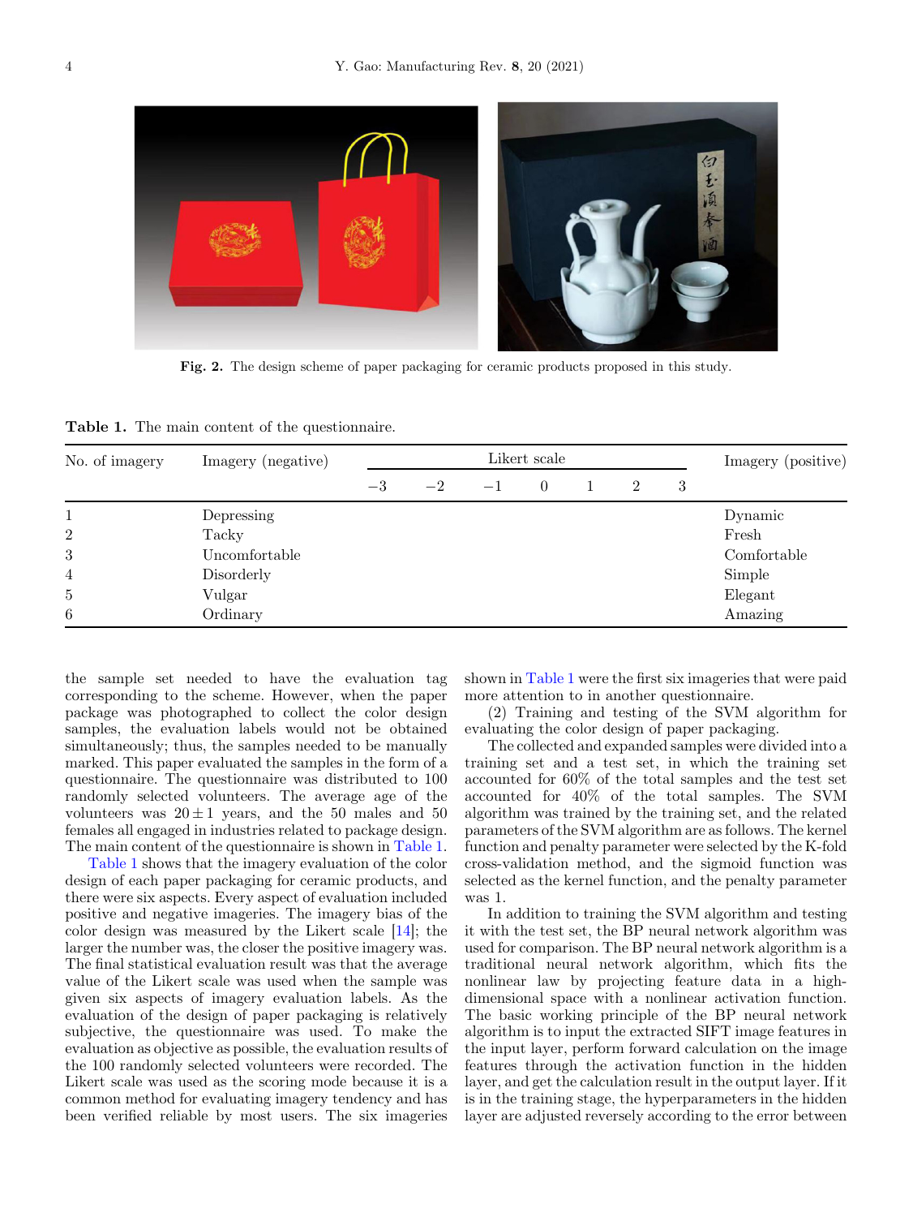**Fig. 2.** The design scheme of paper packaging for ceramic products proposed in this study.

**Table 1.** The main content of the questionnaire.

| No. of imagery | Imagery (negative) | Likert scale | | | | | | | Imagery (positive) |
|---|---|---|---|---|---|---|---|---|---|
| | | −3 | −2 | −1 | 0 | 1 | 2 | 3 | |
| 1 | Depressing | | | | | | | | Dynamic |
| 2 | Tacky | | | | | | | | Fresh |
| 3 | Uncomfortable | | | | | | | | Comfortable |
| 4 | Disorderly | | | | | | | | Simple |
| 5 | Vulgar | | | | | | | | Elegant |
| 6 | Ordinary | | | | | | | | Amazing |

the sample set needed to have the evaluation tag corresponding to the scheme. However, when the paper package was photographed to collect the color design samples, the evaluation labels would not be obtained simultaneously; thus, the samples needed to be manually marked. This paper evaluated the samples in the form of a questionnaire. The questionnaire was distributed to 100 randomly selected volunteers. The average age of the volunteers was $20 \pm 1$ years, and the 50 males and 50 females all engaged in industries related to package design. The main content of the questionnaire is shown in Table 1.

Table 1 shows that the imagery evaluation of the color design of each paper packaging for ceramic products, and there were six aspects. Every aspect of evaluation included positive and negative imageries. The imagery bias of the color design was measured by the Likert scale [14]; the larger the number was, the closer the positive imagery was. The final statistical evaluation result was that the average value of the Likert scale was used when the sample was given six aspects of imagery evaluation labels. As the evaluation of the design of paper packaging is relatively subjective, the questionnaire was used. To make the evaluation as objective as possible, the evaluation results of the 100 randomly selected volunteers were recorded. The Likert scale was used as the scoring mode because it is a common method for evaluating imagery tendency and has been verified reliable by most users. The six imageries shown in Table 1 were the first six imageries that were paid more attention to in another questionnaire.

(2) Training and testing of the SVM algorithm for evaluating the color design of paper packaging.

The collected and expanded samples were divided into a training set and a test set, in which the training set accounted for 60% of the total samples and the test set accounted for 40% of the total samples. The SVM algorithm was trained by the training set, and the related parameters of the SVM algorithm are as follows. The kernel function and penalty parameter were selected by the K-fold cross-validation method, and the sigmoid function was selected as the kernel function, and the penalty parameter was 1.

In addition to training the SVM algorithm and testing it with the test set, the BP neural network algorithm was used for comparison. The BP neural network algorithm is a traditional neural network algorithm, which fits the nonlinear law by projecting feature data in a high-dimensional space with a nonlinear activation function. The basic working principle of the BP neural network algorithm is to input the extracted SIFT image features in the input layer, perform forward calculation on the image features through the activation function in the hidden layer, and get the calculation result in the output layer. If it is in the training stage, the hyperparameters in the hidden layer are adjusted reversely according to the error between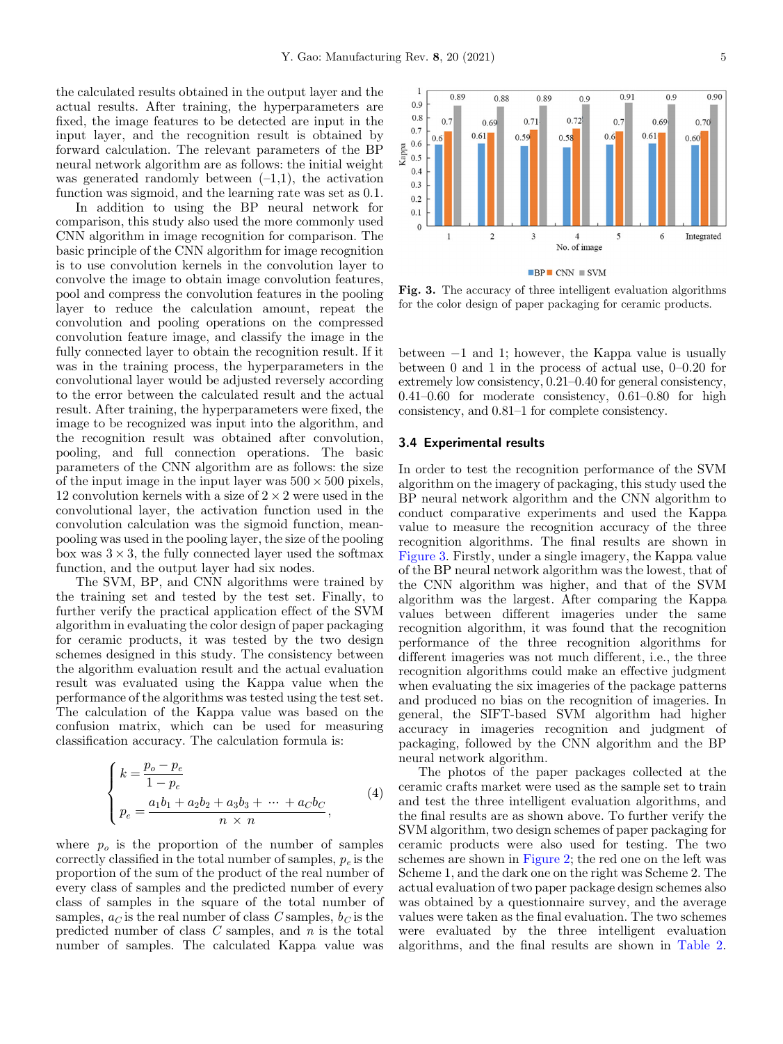the calculated results obtained in the output layer and the actual results. After training, the hyperparameters are fixed, the image features to be detected are input in the input layer, and the recognition result is obtained by forward calculation. The relevant parameters of the BP neural network algorithm are as follows: the initial weight was generated randomly between (–1,1), the activation function was sigmoid, and the learning rate was set as 0.1.

In addition to using the BP neural network for comparison, this study also used the more commonly used CNN algorithm in image recognition for comparison. The basic principle of the CNN algorithm for image recognition is to use convolution kernels in the convolution layer to convolve the image to obtain image convolution features, pool and compress the convolution features in the pooling layer to reduce the calculation amount, repeat the convolution and pooling operations on the compressed convolution feature image, and classify the image in the fully connected layer to obtain the recognition result. If it was in the training process, the hyperparameters in the convolutional layer would be adjusted reversely according to the error between the calculated result and the actual result. After training, the hyperparameters were fixed, the image to be recognized was input into the algorithm, and the recognition result was obtained after convolution, pooling, and full connection operations. The basic parameters of the CNN algorithm are as follows: the size of the input image in the input layer was 500 × 500 pixels, 12 convolution kernels with a size of 2 × 2 were used in the convolutional layer, the activation function used in the convolution calculation was the sigmoid function, mean-pooling was used in the pooling layer, the size of the pooling box was 3 × 3, the fully connected layer used the softmax function, and the output layer had six nodes.

The SVM, BP, and CNN algorithms were trained by the training set and tested by the test set. Finally, to further verify the practical application effect of the SVM algorithm in evaluating the color design of paper packaging for ceramic products, it was tested by the two design schemes designed in this study. The consistency between the algorithm evaluation result and the actual evaluation result was evaluated using the Kappa value when the performance of the algorithms was tested using the test set. The calculation of the Kappa value was based on the confusion matrix, which can be used for measuring classification accuracy. The calculation formula is:

$$
\begin{cases} k = \dfrac{p_o - p_e}{1 - p_e} \\ p_e = \dfrac{a_1 b_1 + a_2 b_2 + a_3 b_3 + \cdots + a_C b_C}{n \times n}, \end{cases} \tag{4}
$$

where $p_o$ is the proportion of the number of samples correctly classified in the total number of samples, $p_e$ is the proportion of the sum of the product of the real number of every class of samples and the predicted number of every class of samples in the square of the total number of samples, $a_C$ is the real number of class $C$ samples, $b_C$ is the predicted number of class $C$ samples, and $n$ is the total number of samples. The calculated Kappa value was between −1 and 1; however, the Kappa value is usually between 0 and 1 in the process of actual use, 0–0.20 for extremely low consistency, 0.21–0.40 for general consistency, 0.41–0.60 for moderate consistency, 0.61–0.80 for high consistency, and 0.81–1 for complete consistency.

Fig. 3. The accuracy of three intelligent evaluation algorithms for the color design of paper packaging for ceramic products.

### 3.4 Experimental results

In order to test the recognition performance of the SVM algorithm on the imagery of packaging, this study used the BP neural network algorithm and the CNN algorithm to conduct comparative experiments and used the Kappa value to measure the recognition accuracy of the three recognition algorithms. The final results are shown in Figure 3. Firstly, under a single imagery, the Kappa value of the BP neural network algorithm was the lowest, that of the CNN algorithm was higher, and that of the SVM algorithm was the largest. After comparing the Kappa values between different imageries under the same recognition algorithm, it was found that the recognition performance of the three recognition algorithms for different imageries was not much different, i.e., the three recognition algorithms could make an effective judgment when evaluating the six imageries of the package patterns and produced no bias on the recognition of imageries. In general, the SIFT-based SVM algorithm had higher accuracy in imageries recognition and judgment of packaging, followed by the CNN algorithm and the BP neural network algorithm.

The photos of the paper packages collected at the ceramic crafts market were used as the sample set to train and test the three intelligent evaluation algorithms, and the final results are as shown above. To further verify the SVM algorithm, two design schemes of paper packaging for ceramic products were also used for testing. The two schemes are shown in Figure 2; the red one on the left was Scheme 1, and the dark one on the right was Scheme 2. The actual evaluation of two paper package design schemes also was obtained by a questionnaire survey, and the average values were taken as the final evaluation. The two schemes were evaluated by the three intelligent evaluation algorithms, and the final results are shown in Table 2.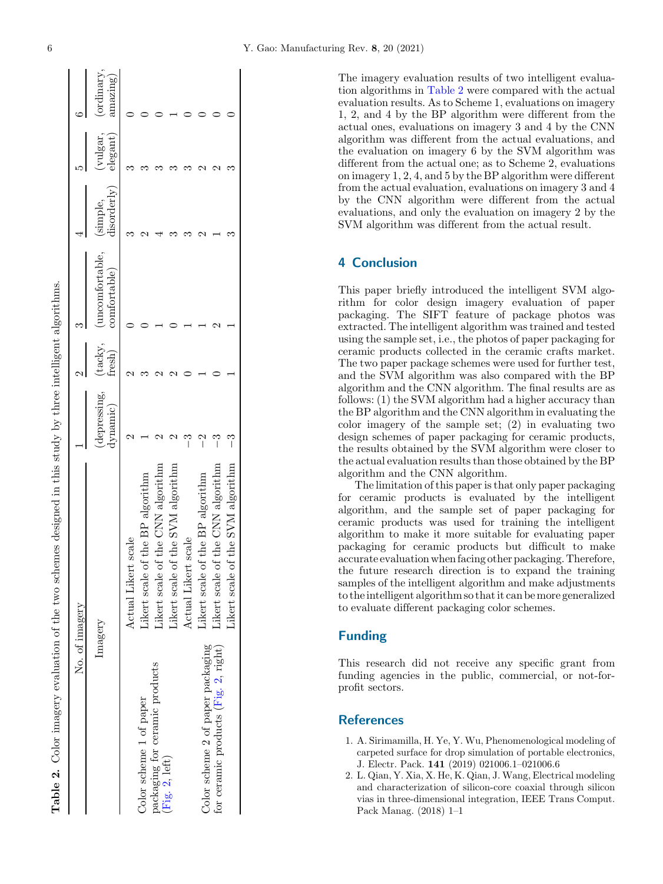**Table 2.** Color imagery evaluation of the two schemes designed in this study by three intelligent algorithms.

| No. of imagery | | 1 | 2 | 3 | 4 | 5 | 6 |
|---|---|---|---|---|---|---|---|
| Imagery | | (depressing, dynamic) | (tacky, fresh) | (uncomfortable, comfortable) | (simple, disorderly) | (vulgar, elegant) | (ordinary, amazing) |
| Color scheme 1 of paper packaging for ceramic products (Fig. 2, left) | Actual Likert scale | 2 | 2 | 0 | 3 | 3 | 0 |
| | Likert scale of the BP algorithm | 1 | 3 | 0 | 2 | 3 | 0 |
| | Likert scale of the CNN algorithm | 2 | 2 | 1 | 4 | 3 | 0 |
| | Likert scale of the SVM algorithm | 2 | 2 | 0 | 3 | 3 | 1 |
| Color scheme 2 of paper packaging for ceramic products (Fig. 2, right) | Actual Likert scale | −3 | 0 | 1 | 3 | 3 | 0 |
| | Likert scale of the BP algorithm | −2 | 1 | 1 | 2 | 2 | 0 |
| | Likert scale of the CNN algorithm | −3 | 0 | 2 | 1 | 2 | 0 |
| | Likert scale of the SVM algorithm | −3 | 1 | 1 | 3 | 3 | 0 |

The imagery evaluation results of two intelligent evaluation algorithms in Table 2 were compared with the actual evaluation results. As to Scheme 1, evaluations on imagery 1, 2, and 4 by the BP algorithm were different from the actual ones, evaluations on imagery 3 and 4 by the CNN algorithm was different from the actual evaluations, and the evaluation on imagery 6 by the SVM algorithm was different from the actual one; as to Scheme 2, evaluations on imagery 1, 2, 4, and 5 by the BP algorithm were different from the actual evaluation, evaluations on imagery 3 and 4 by the CNN algorithm were different from the actual evaluations, and only the evaluation on imagery 2 by the SVM algorithm was different from the actual result.

## 4 Conclusion

This paper briefly introduced the intelligent SVM algorithm for color design imagery evaluation of paper packaging. The SIFT feature of package photos was extracted. The intelligent algorithm was trained and tested using the sample set, i.e., the photos of paper packaging for ceramic products collected in the ceramic crafts market. The two paper package schemes were used for further test, and the SVM algorithm was also compared with the BP algorithm and the CNN algorithm. The final results are as follows: (1) the SVM algorithm had a higher accuracy than the BP algorithm and the CNN algorithm in evaluating the color imagery of the sample set; (2) in evaluating two design schemes of paper packaging for ceramic products, the results obtained by the SVM algorithm were closer to the actual evaluation results than those obtained by the BP algorithm and the CNN algorithm.

The limitation of this paper is that only paper packaging for ceramic products is evaluated by the intelligent algorithm, and the sample set of paper packaging for ceramic products was used for training the intelligent algorithm to make it more suitable for evaluating paper packaging for ceramic products but difficult to make accurate evaluation when facing other packaging. Therefore, the future research direction is to expand the training samples of the intelligent algorithm and make adjustments to the intelligent algorithm so that it can be more generalized to evaluate different packaging color schemes.

## Funding

This research did not receive any specific grant from funding agencies in the public, commercial, or not-for-profit sectors.

## References

1. A. Sirimamilla, H. Ye, Y. Wu, Phenomenological modeling of carpeted surface for drop simulation of portable electronics, J. Electr. Pack. **141** (2019) 021006.1–021006.6
2. L. Qian, Y. Xia, X. He, K. Qian, J. Wang, Electrical modeling and characterization of silicon-core coaxial through silicon vias in three-dimensional integration, IEEE Trans Comput. Pack Manag. (2018) 1–1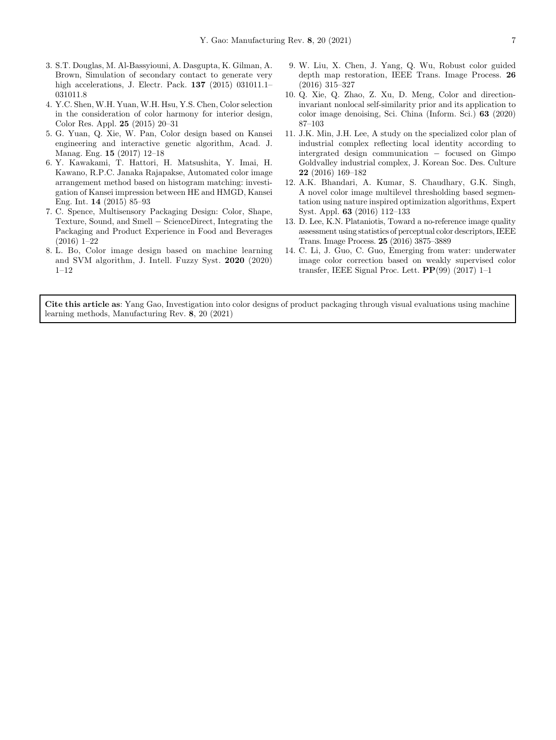3. S.T. Douglas, M. Al-Bassyiouni, A. Dasgupta, K. Gilman, A. Brown, Simulation of secondary contact to generate very high accelerations, J. Electr. Pack. **137** (2015) 031011.1–031011.8
4. Y.C. Shen, W.H. Yuan, W.H. Hsu, Y.S. Chen, Color selection in the consideration of color harmony for interior design, Color Res. Appl. **25** (2015) 20–31
5. G. Yuan, Q. Xie, W. Pan, Color design based on Kansei engineering and interactive genetic algorithm, Acad. J. Manag. Eng. **15** (2017) 12–18
6. Y. Kawakami, T. Hattori, H. Matsushita, Y. Imai, H. Kawano, R.P.C. Janaka Rajapakse, Automated color image arrangement method based on histogram matching: investigation of Kansei impression between HE and HMGD, Kansei Eng. Int. **14** (2015) 85–93
7. C. Spence, Multisensory Packaging Design: Color, Shape, Texture, Sound, and Smell − ScienceDirect, Integrating the Packaging and Product Experience in Food and Beverages (2016) 1–22
8. L. Bo, Color image design based on machine learning and SVM algorithm, J. Intell. Fuzzy Syst. **2020** (2020) 1–12
9. W. Liu, X. Chen, J. Yang, Q. Wu, Robust color guided depth map restoration, IEEE Trans. Image Process. **26** (2016) 315–327
10. Q. Xie, Q. Zhao, Z. Xu, D. Meng, Color and direction-invariant nonlocal self-similarity prior and its application to color image denoising, Sci. China (Inform. Sci.) **63** (2020) 87–103
11. J.K. Min, J.H. Lee, A study on the specialized color plan of industrial complex reflecting local identity according to intergrated design communication − focused on Gimpo Goldvalley industrial complex, J. Korean Soc. Des. Culture **22** (2016) 169–182
12. A.K. Bhandari, A. Kumar, S. Chaudhary, G.K. Singh, A novel color image multilevel thresholding based segmentation using nature inspired optimization algorithms, Expert Syst. Appl. **63** (2016) 112–133
13. D. Lee, K.N. Plataniotis, Toward a no-reference image quality assessment using statistics of perceptual color descriptors, IEEE Trans. Image Process. **25** (2016) 3875–3889
14. C. Li, J. Guo, C. Guo, Emerging from water: underwater image color correction based on weakly supervised color transfer, IEEE Signal Proc. Lett. **PP**(99) (2017) 1–1

**Cite this article as**: Yang Gao, Investigation into color designs of product packaging through visual evaluations using machine learning methods, Manufacturing Rev. **8**, 20 (2021)